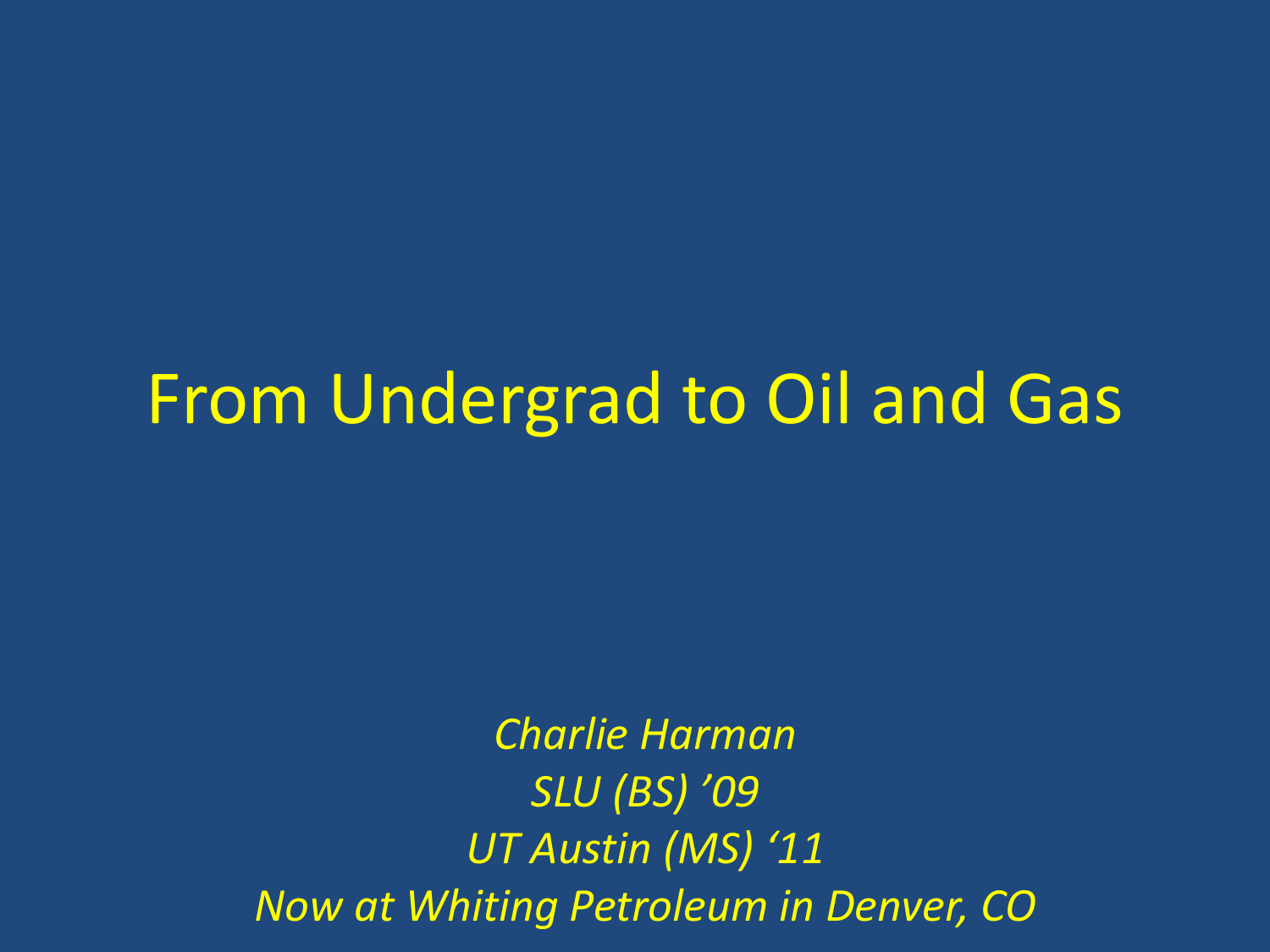# From Undergrad to Oil and Gas

*Charlie Harman*
*SLU (BS) ’09*
*UT Austin (MS) ‘11*
*Now at Whiting Petroleum in Denver, CO*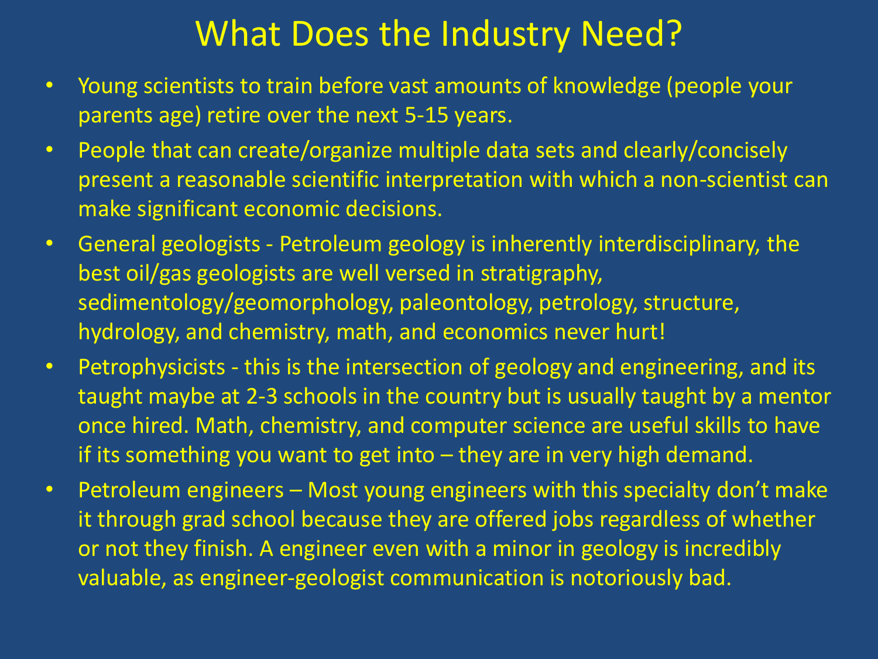# What Does the Industry Need?

- Young scientists to train before vast amounts of knowledge (people your parents age) retire over the next 5-15 years.
- People that can create/organize multiple data sets and clearly/concisely present a reasonable scientific interpretation with which a non-scientist can make significant economic decisions.
- General geologists - Petroleum geology is inherently interdisciplinary, the best oil/gas geologists are well versed in stratigraphy, sedimentology/geomorphology, paleontology, petrology, structure, hydrology, and chemistry, math, and economics never hurt!
- Petrophysicists - this is the intersection of geology and engineering, and its taught maybe at 2-3 schools in the country but is usually taught by a mentor once hired. Math, chemistry, and computer science are useful skills to have if its something you want to get into – they are in very high demand.
- Petroleum engineers – Most young engineers with this specialty don't make it through grad school because they are offered jobs regardless of whether or not they finish. A engineer even with a minor in geology is incredibly valuable, as engineer-geologist communication is notoriously bad.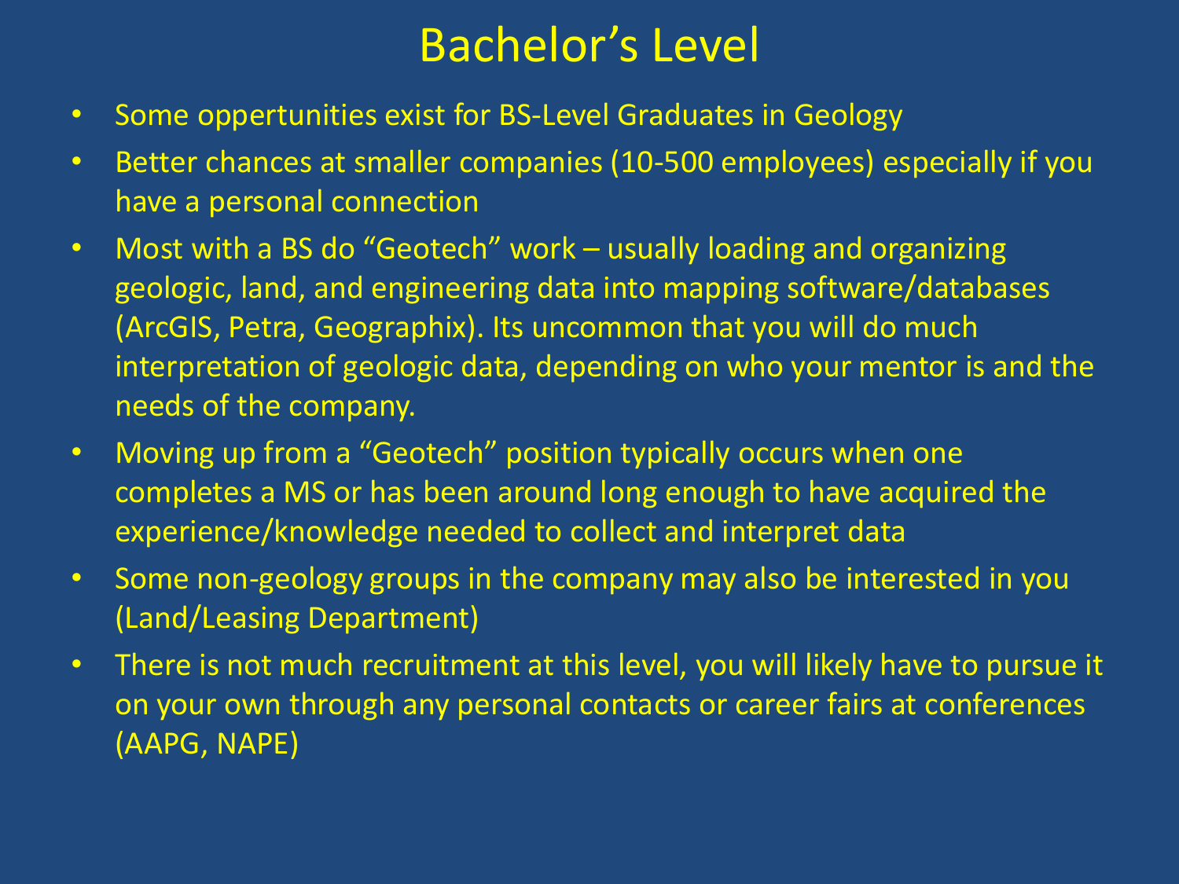# Bachelor's Level

- Some oppertunities exist for BS-Level Graduates in Geology
- Better chances at smaller companies (10-500 employees) especially if you have a personal connection
- Most with a BS do "Geotech" work – usually loading and organizing geologic, land, and engineering data into mapping software/databases (ArcGIS, Petra, Geographix). Its uncommon that you will do much interpretation of geologic data, depending on who your mentor is and the needs of the company.
- Moving up from a "Geotech" position typically occurs when one completes a MS or has been around long enough to have acquired the experience/knowledge needed to collect and interpret data
- Some non-geology groups in the company may also be interested in you (Land/Leasing Department)
- There is not much recruitment at this level, you will likely have to pursue it on your own through any personal contacts or career fairs at conferences (AAPG, NAPE)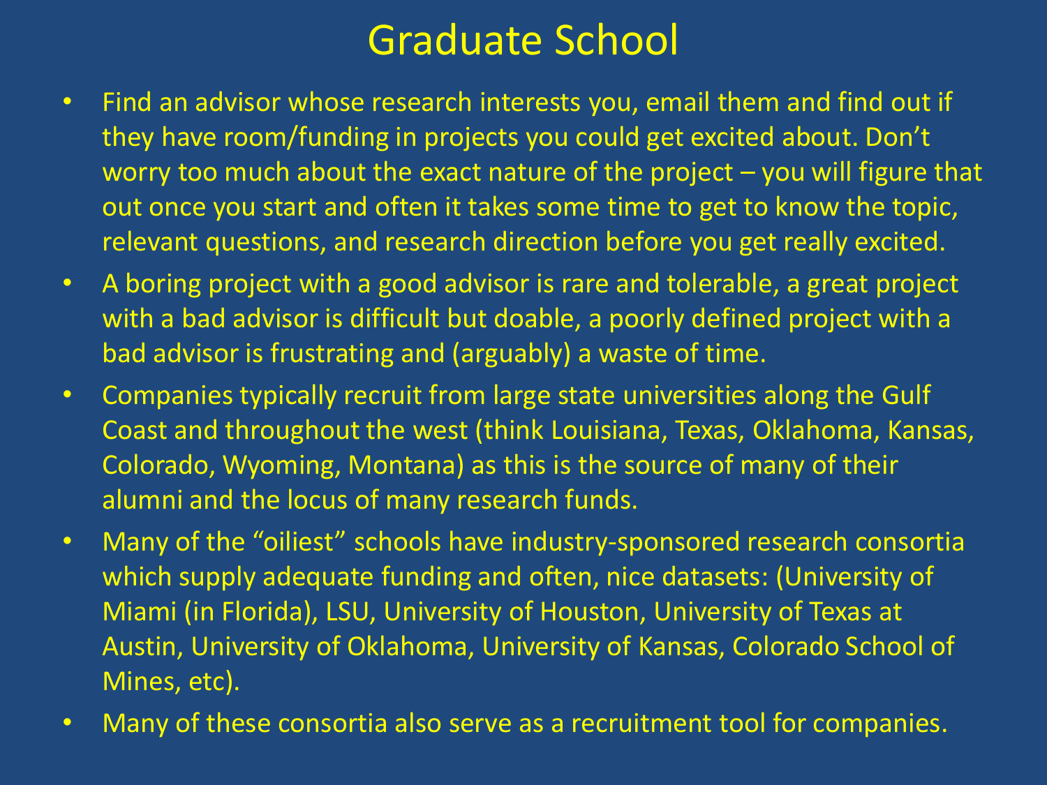# Graduate School

- Find an advisor whose research interests you, email them and find out if they have room/funding in projects you could get excited about. Don't worry too much about the exact nature of the project – you will figure that out once you start and often it takes some time to get to know the topic, relevant questions, and research direction before you get really excited.
- A boring project with a good advisor is rare and tolerable, a great project with a bad advisor is difficult but doable, a poorly defined project with a bad advisor is frustrating and (arguably) a waste of time.
- Companies typically recruit from large state universities along the Gulf Coast and throughout the west (think Louisiana, Texas, Oklahoma, Kansas, Colorado, Wyoming, Montana) as this is the source of many of their alumni and the locus of many research funds.
- Many of the "oiliest" schools have industry-sponsored research consortia which supply adequate funding and often, nice datasets: (University of Miami (in Florida), LSU, University of Houston, University of Texas at Austin, University of Oklahoma, University of Kansas, Colorado School of Mines, etc).
- Many of these consortia also serve as a recruitment tool for companies.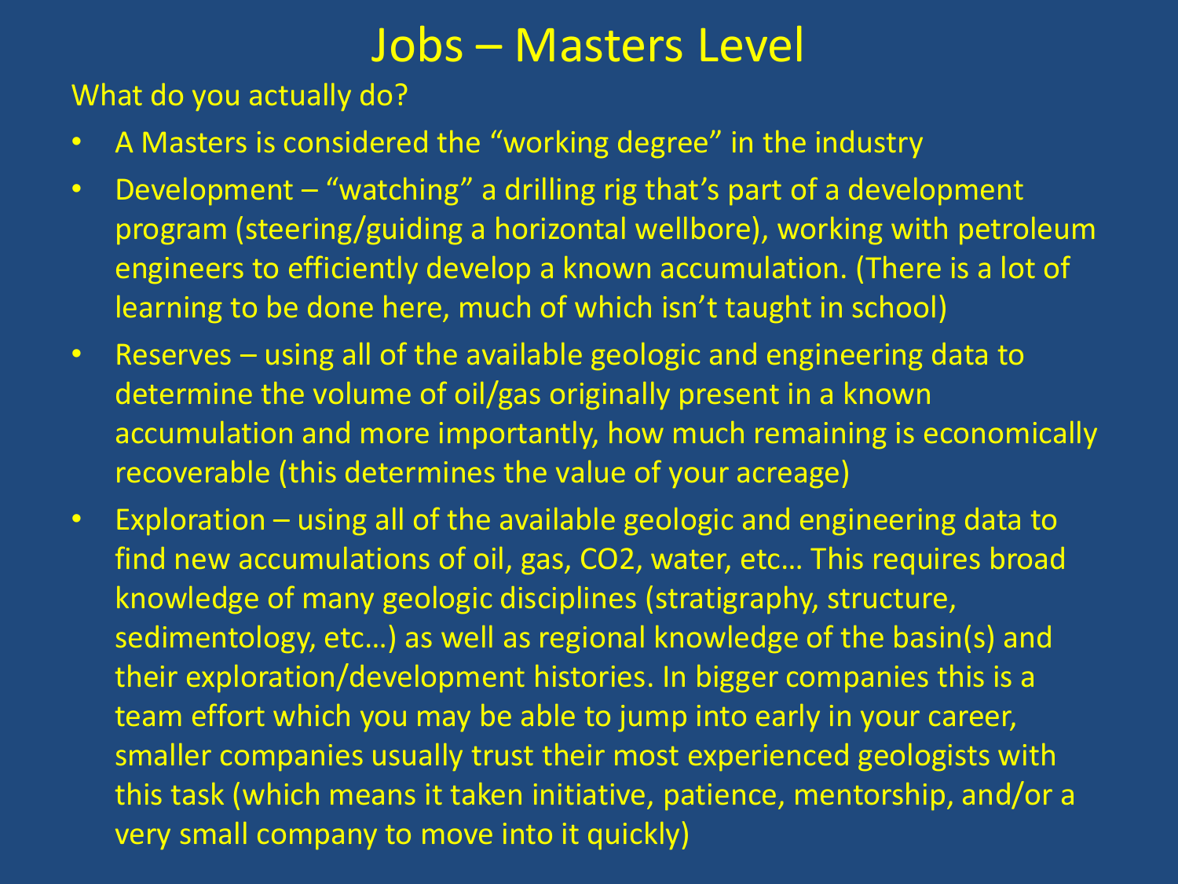# Jobs – Masters Level

What do you actually do?

- A Masters is considered the "working degree" in the industry
- Development – "watching" a drilling rig that's part of a development program (steering/guiding a horizontal wellbore), working with petroleum engineers to efficiently develop a known accumulation. (There is a lot of learning to be done here, much of which isn't taught in school)
- Reserves – using all of the available geologic and engineering data to determine the volume of oil/gas originally present in a known accumulation and more importantly, how much remaining is economically recoverable (this determines the value of your acreage)
- Exploration – using all of the available geologic and engineering data to find new accumulations of oil, gas, $CO_2$, water, etc… This requires broad knowledge of many geologic disciplines (stratigraphy, structure, sedimentology, etc…) as well as regional knowledge of the basin(s) and their exploration/development histories. In bigger companies this is a team effort which you may be able to jump into early in your career, smaller companies usually trust their most experienced geologists with this task (which means it taken initiative, patience, mentorship, and/or a very small company to move into it quickly)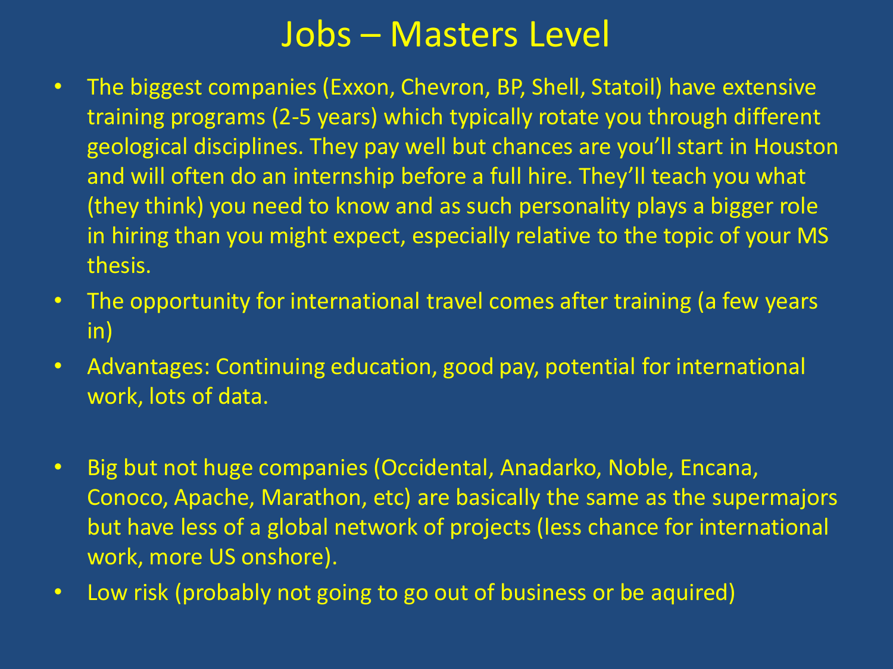# Jobs – Masters Level

- The biggest companies (Exxon, Chevron, BP, Shell, Statoil) have extensive training programs (2-5 years) which typically rotate you through different geological disciplines. They pay well but chances are you'll start in Houston and will often do an internship before a full hire. They'll teach you what (they think) you need to know and as such personality plays a bigger role in hiring than you might expect, especially relative to the topic of your MS thesis.
- The opportunity for international travel comes after training (a few years in)
- Advantages: Continuing education, good pay, potential for international work, lots of data.

- Big but not huge companies (Occidental, Anadarko, Noble, Encana, Conoco, Apache, Marathon, etc) are basically the same as the supermajors but have less of a global network of projects (less chance for international work, more US onshore).
- Low risk (probably not going to go out of business or be aquired)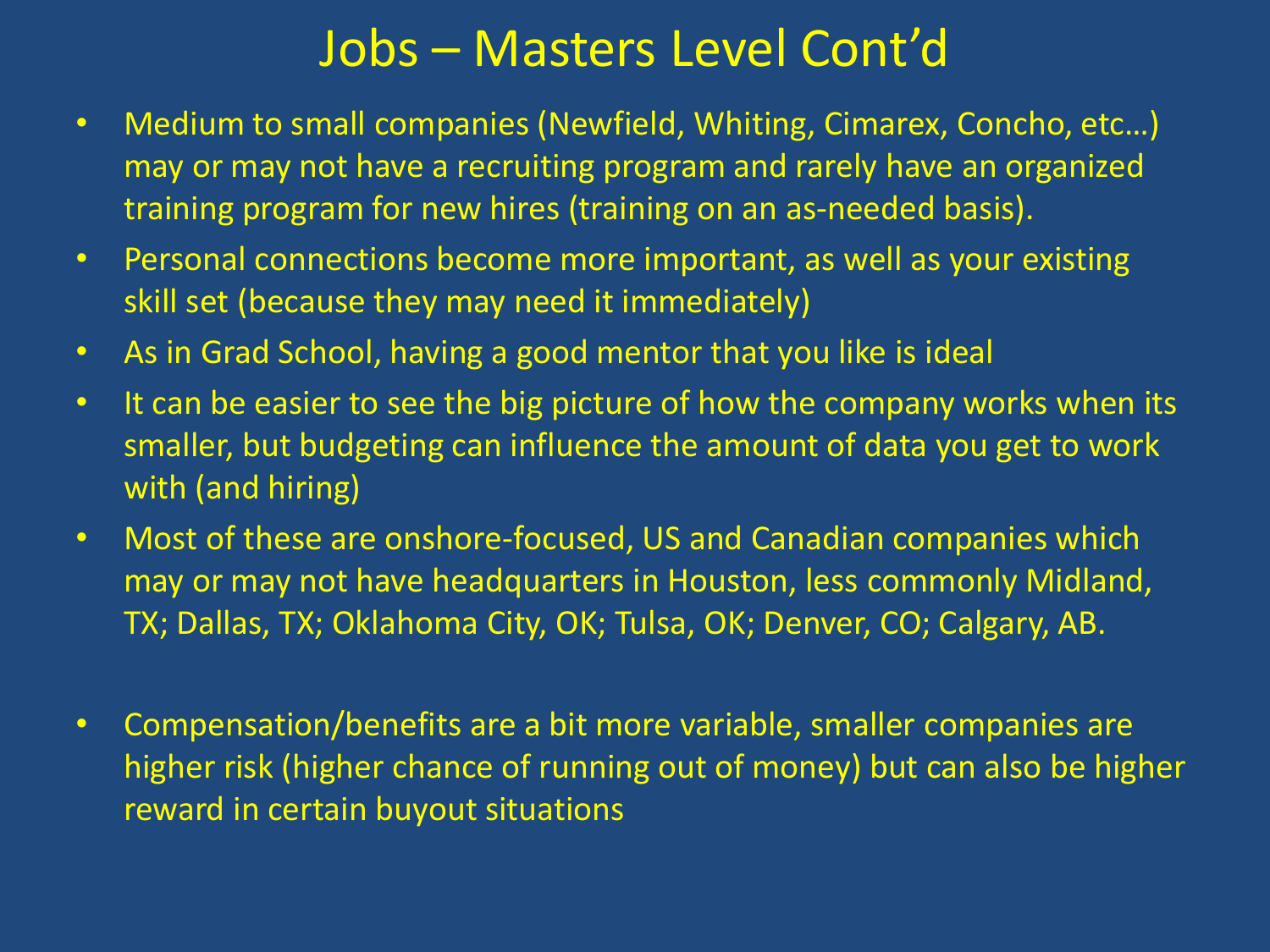# Jobs – Masters Level Cont'd

- Medium to small companies (Newfield, Whiting, Cimarex, Concho, etc…) may or may not have a recruiting program and rarely have an organized training program for new hires (training on an as-needed basis).
- Personal connections become more important, as well as your existing skill set (because they may need it immediately)
- As in Grad School, having a good mentor that you like is ideal
- It can be easier to see the big picture of how the company works when its smaller, but budgeting can influence the amount of data you get to work with (and hiring)
- Most of these are onshore-focused, US and Canadian companies which may or may not have headquarters in Houston, less commonly Midland, TX; Dallas, TX; Oklahoma City, OK; Tulsa, OK; Denver, CO; Calgary, AB.
- Compensation/benefits are a bit more variable, smaller companies are higher risk (higher chance of running out of money) but can also be higher reward in certain buyout situations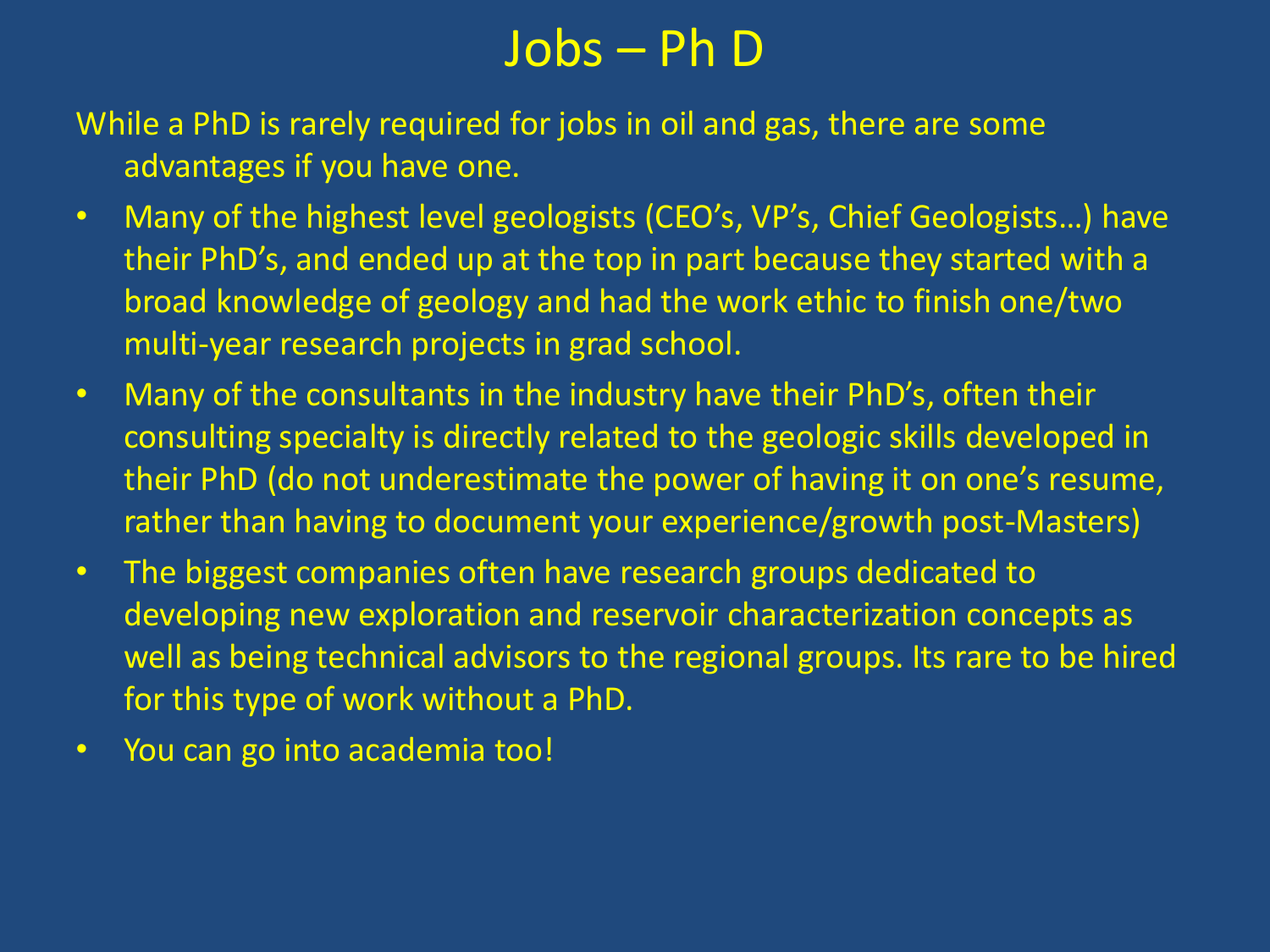# Jobs – Ph D

While a PhD is rarely required for jobs in oil and gas, there are some advantages if you have one.

- Many of the highest level geologists (CEO's, VP's, Chief Geologists…) have their PhD's, and ended up at the top in part because they started with a broad knowledge of geology and had the work ethic to finish one/two multi-year research projects in grad school.
- Many of the consultants in the industry have their PhD's, often their consulting specialty is directly related to the geologic skills developed in their PhD (do not underestimate the power of having it on one's resume, rather than having to document your experience/growth post-Masters)
- The biggest companies often have research groups dedicated to developing new exploration and reservoir characterization concepts as well as being technical advisors to the regional groups. Its rare to be hired for this type of work without a PhD.
- You can go into academia too!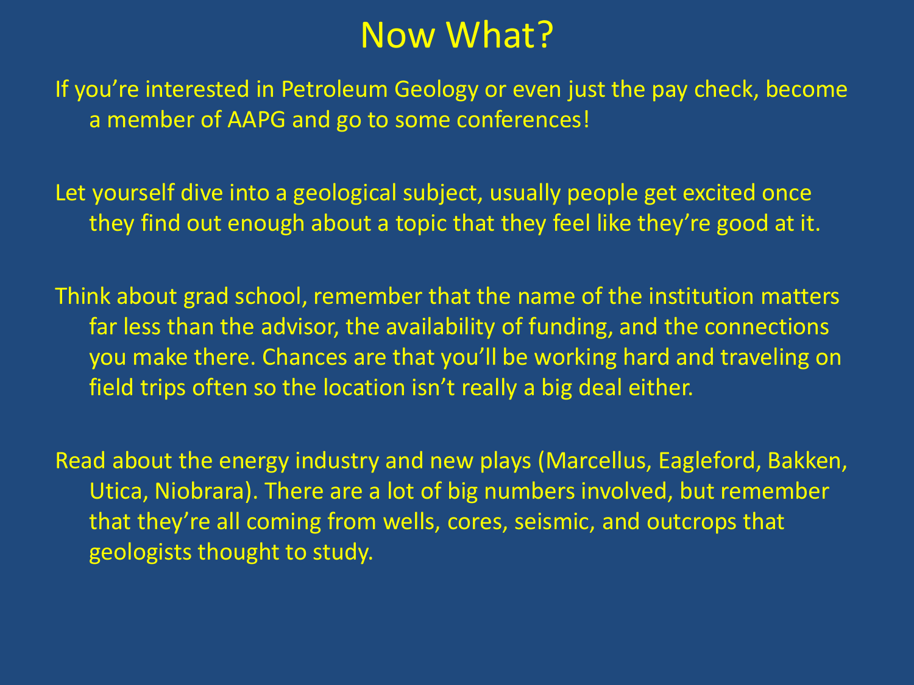# Now What?

If you're interested in Petroleum Geology or even just the pay check, become a member of AAPG and go to some conferences!

Let yourself dive into a geological subject, usually people get excited once they find out enough about a topic that they feel like they're good at it.

Think about grad school, remember that the name of the institution matters far less than the advisor, the availability of funding, and the connections you make there. Chances are that you'll be working hard and traveling on field trips often so the location isn't really a big deal either.

Read about the energy industry and new plays (Marcellus, Eagleford, Bakken, Utica, Niobrara). There are a lot of big numbers involved, but remember that they're all coming from wells, cores, seismic, and outcrops that geologists thought to study.